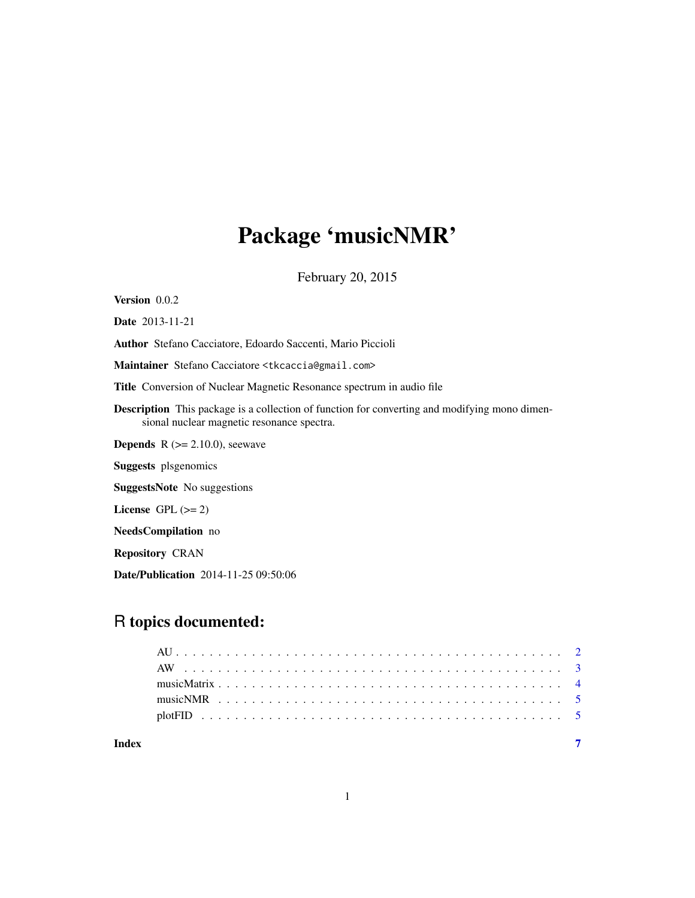# Package 'musicNMR'

February 20, 2015

**Version** 0.0.2

**Date** 2013-11-21

**Author** Stefano Cacciatore, Edoardo Saccenti, Mario Piccioli

**Maintainer** Stefano Cacciatore <tkcaccia@gmail.com>

**Title** Conversion of Nuclear Magnetic Resonance spectrum in audio file

**Description** This package is a collection of function for converting and modifying mono dimensional nuclear magnetic resonance spectra.

**Depends** R (>= 2.10.0), seewave

**Suggests** plsgenomics

**SuggestsNote** No suggestions

**License** GPL (>= 2)

**NeedsCompilation** no

**Repository** CRAN

**Date/Publication** 2014-11-25 09:50:06

## R topics documented:

- AU . . . . . . . . . . . . . . . . . . . . . . . . . . . . . . . . . . . . . . . . . . . 2
- AW . . . . . . . . . . . . . . . . . . . . . . . . . . . . . . . . . . . . . . . . . . . 3
- musicMatrix . . . . . . . . . . . . . . . . . . . . . . . . . . . . . . . . . . . . . . 4
- musicNMR . . . . . . . . . . . . . . . . . . . . . . . . . . . . . . . . . . . . . . . 5
- plotFID . . . . . . . . . . . . . . . . . . . . . . . . . . . . . . . . . . . . . . . . . 5

**Index** 7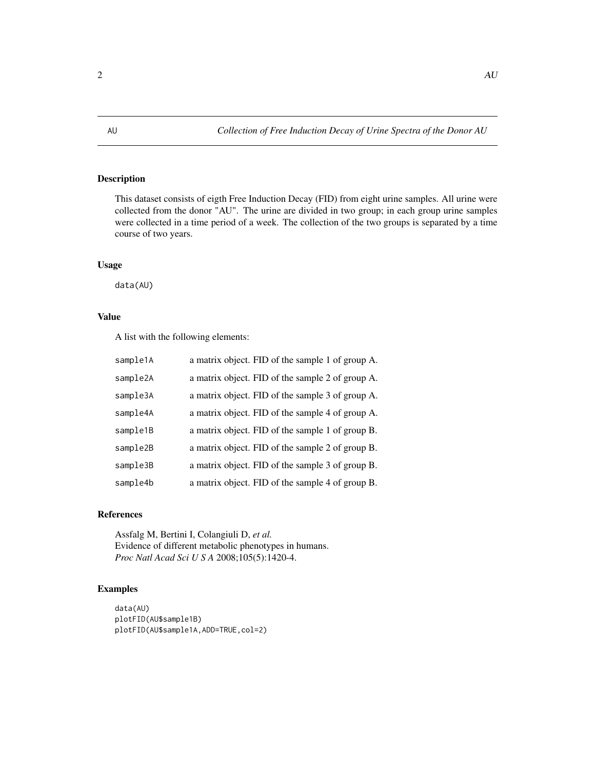AU — *Collection of Free Induction Decay of Urine Spectra of the Donor AU*

## Description

This dataset consists of eigth Free Induction Decay (FID) from eight urine samples. All urine were collected from the donor "AU". The urine are divided in two group; in each group urine samples were collected in a time period of a week. The collection of the two groups is separated by a time course of two years.

## Usage

```
data(AU)
```

## Value

A list with the following elements:

| | |
|---|---|
| sample1A | a matrix object. FID of the sample 1 of group A. |
| sample2A | a matrix object. FID of the sample 2 of group A. |
| sample3A | a matrix object. FID of the sample 3 of group A. |
| sample4A | a matrix object. FID of the sample 4 of group A. |
| sample1B | a matrix object. FID of the sample 1 of group B. |
| sample2B | a matrix object. FID of the sample 2 of group B. |
| sample3B | a matrix object. FID of the sample 3 of group B. |
| sample4b | a matrix object. FID of the sample 4 of group B. |

## References

Assfalg M, Bertini I, Colangiuli D, *et al.*
Evidence of different metabolic phenotypes in humans.
*Proc Natl Acad Sci U S A* 2008;105(5):1420-4.

## Examples

```
data(AU)
plotFID(AU$sample1B)
plotFID(AU$sample1A,ADD=TRUE,col=2)
```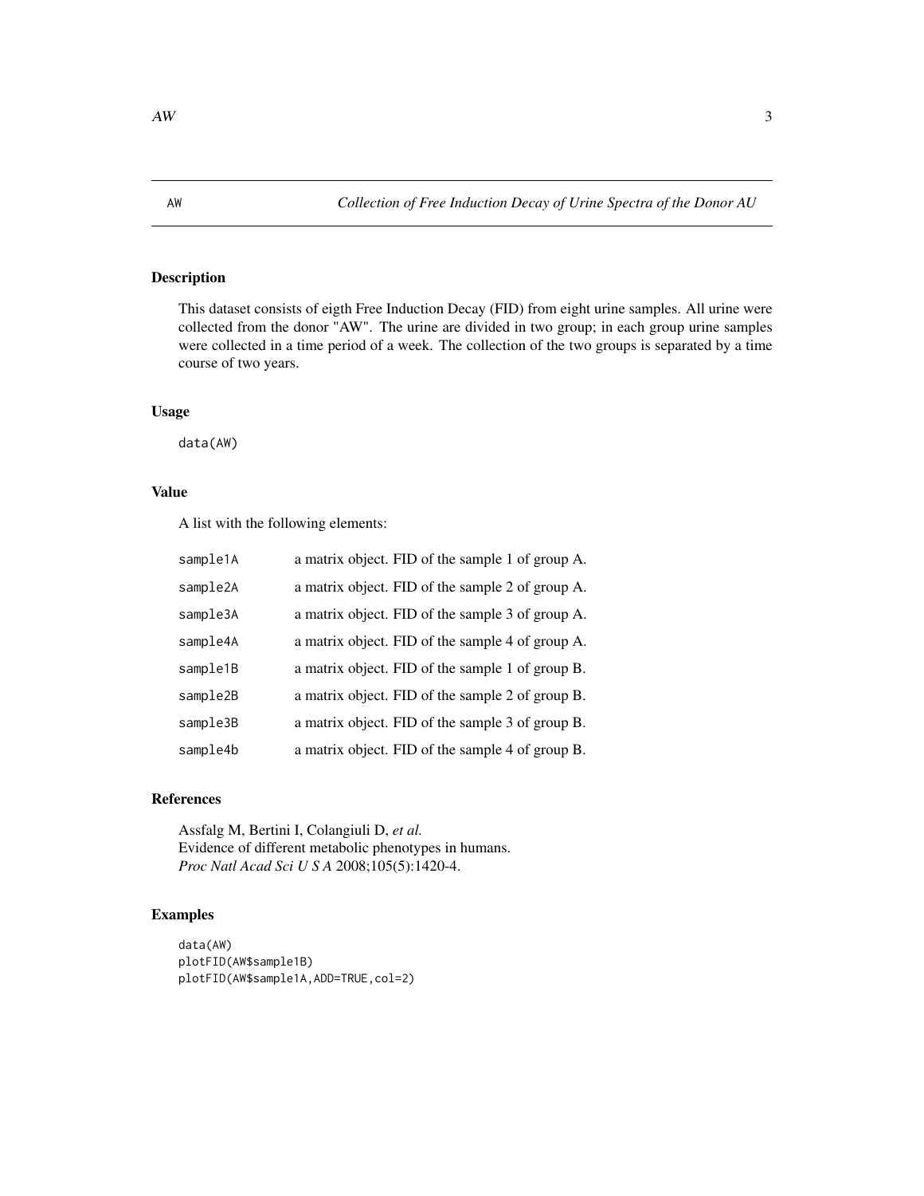AW    *Collection of Free Induction Decay of Urine Spectra of the Donor AU*

## Description

This dataset consists of eigth Free Induction Decay (FID) from eight urine samples. All urine were collected from the donor "AW". The urine are divided in two group; in each group urine samples were collected in a time period of a week. The collection of the two groups is separated by a time course of two years.

## Usage

```
data(AW)
```

## Value

A list with the following elements:

| | |
|---|---|
| sample1A | a matrix object. FID of the sample 1 of group A. |
| sample2A | a matrix object. FID of the sample 2 of group A. |
| sample3A | a matrix object. FID of the sample 3 of group A. |
| sample4A | a matrix object. FID of the sample 4 of group A. |
| sample1B | a matrix object. FID of the sample 1 of group B. |
| sample2B | a matrix object. FID of the sample 2 of group B. |
| sample3B | a matrix object. FID of the sample 3 of group B. |
| sample4b | a matrix object. FID of the sample 4 of group B. |

## References

Assfalg M, Bertini I, Colangiuli D, *et al.*
Evidence of different metabolic phenotypes in humans.
*Proc Natl Acad Sci U S A* 2008;105(5):1420-4.

## Examples

```
data(AW)
plotFID(AW$sample1B)
plotFID(AW$sample1A,ADD=TRUE,col=2)
```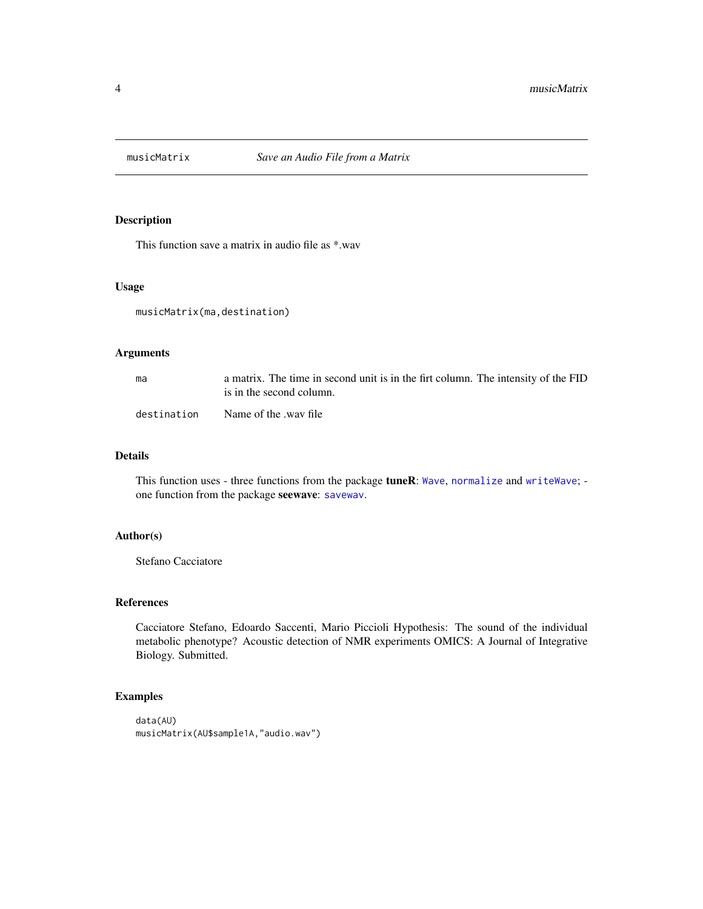# musicMatrix — *Save an Audio File from a Matrix*

## Description

This function save a matrix in audio file as *.wav

## Usage

```
musicMatrix(ma,destination)
```

## Arguments

| | |
|---|---|
| `ma` | a matrix. The time in second unit is in the firt column. The intensity of the FID is in the second column. |
| `destination` | Name of the .wav file |

## Details

This function uses - three functions from the package **tuneR**: `Wave`, `normalize` and `writeWave`; - one function from the package **seewave**: `savewav`.

## Author(s)

Stefano Cacciatore

## References

Cacciatore Stefano, Edoardo Saccenti, Mario Piccioli Hypothesis: The sound of the individual metabolic phenotype? Acoustic detection of NMR experiments OMICS: A Journal of Integrative Biology. Submitted.

## Examples

```
data(AU)
musicMatrix(AU$sample1A,"audio.wav")
```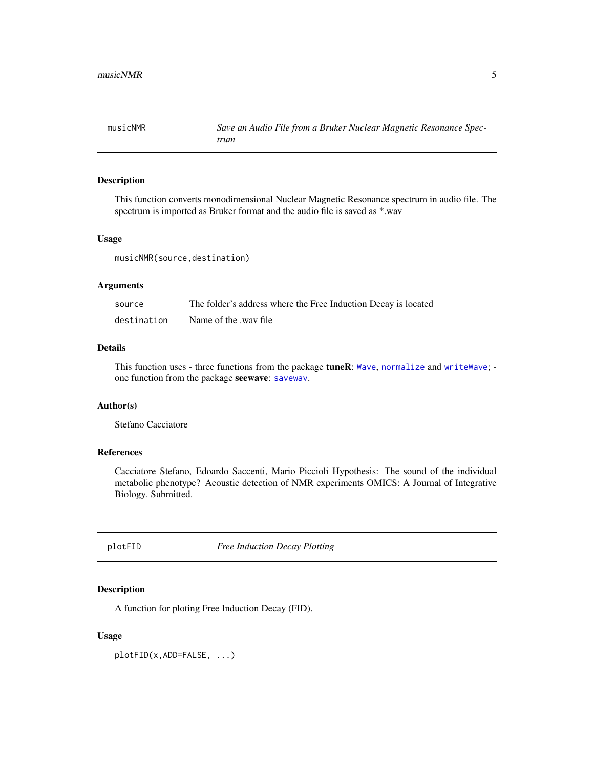## musicNMR — *Save an Audio File from a Bruker Nuclear Magnetic Resonance Spectrum*

### Description

This function converts monodimensional Nuclear Magnetic Resonance spectrum in audio file. The spectrum is imported as Bruker format and the audio file is saved as *.wav

### Usage

```
musicNMR(source,destination)
```

### Arguments

| | |
|---|---|
| source | The folder's address where the Free Induction Decay is located |
| destination | Name of the .wav file |

### Details

This function uses - three functions from the package **tuneR**: `Wave`, `normalize` and `writeWave`; - one function from the package **seewave**: `savewav`.

### Author(s)

Stefano Cacciatore

### References

Cacciatore Stefano, Edoardo Saccenti, Mario Piccioli Hypothesis: The sound of the individual metabolic phenotype? Acoustic detection of NMR experiments OMICS: A Journal of Integrative Biology. Submitted.

## plotFID — *Free Induction Decay Plotting*

### Description

A function for ploting Free Induction Decay (FID).

### Usage

```
plotFID(x,ADD=FALSE, ...)
```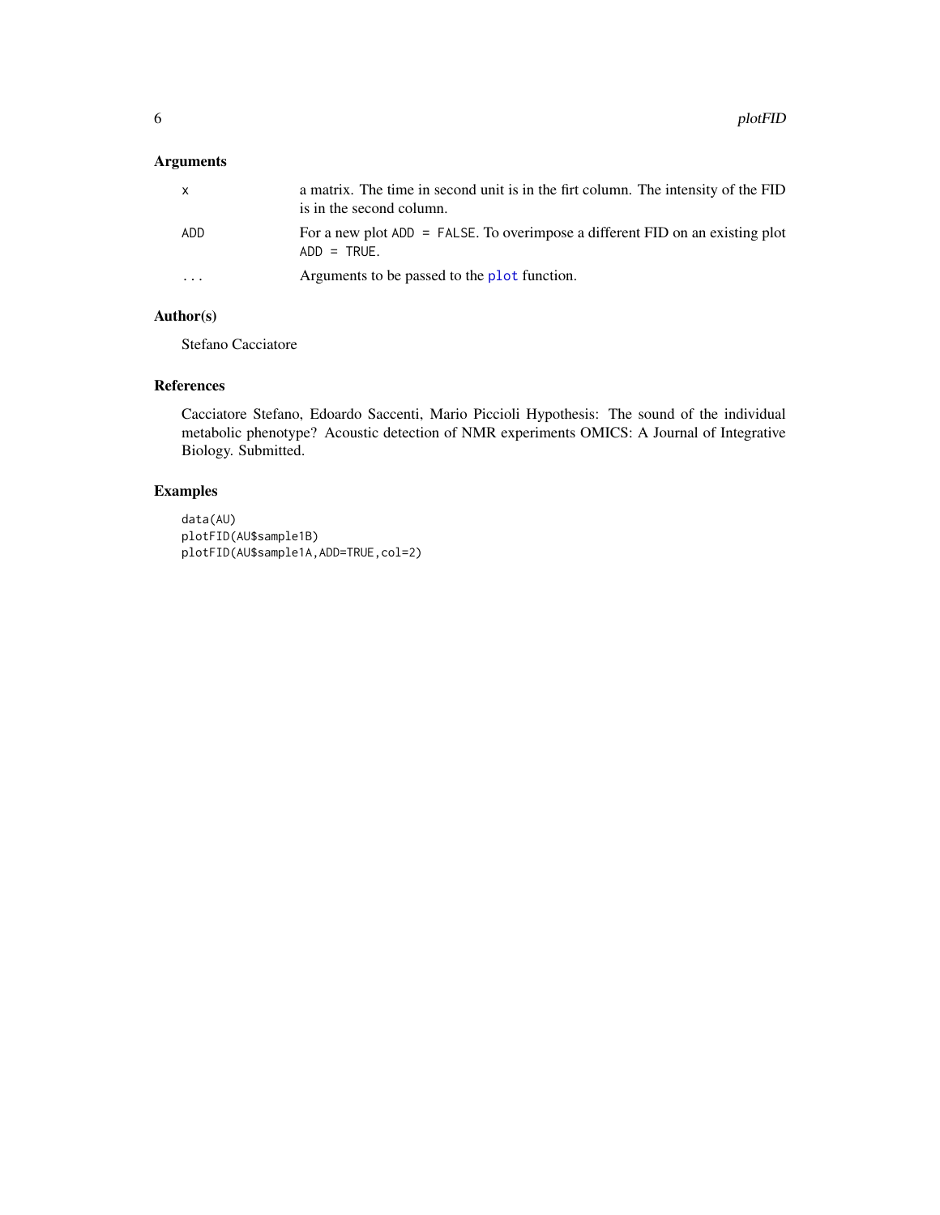## Arguments

| | |
|---|---|
| x | a matrix. The time in second unit is in the firt column. The intensity of the FID is in the second column. |
| ADD | For a new plot `ADD = FALSE`. To overimpose a different FID on an existing plot `ADD = TRUE`. |
| ... | Arguments to be passed to the `plot` function. |

## Author(s)

Stefano Cacciatore

## References

Cacciatore Stefano, Edoardo Saccenti, Mario Piccioli Hypothesis: The sound of the individual metabolic phenotype? Acoustic detection of NMR experiments OMICS: A Journal of Integrative Biology. Submitted.

## Examples

```
data(AU)
plotFID(AU$sample1B)
plotFID(AU$sample1A,ADD=TRUE,col=2)
```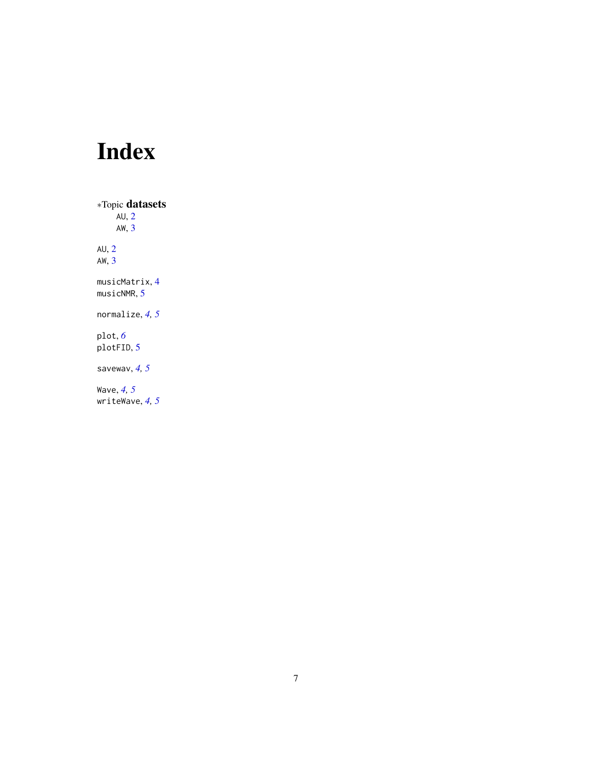# Index

*Topic **datasets**
  AU, 2
  AW, 3

AU, 2
AW, 3

musicMatrix, 4
musicNMR, 5

normalize, *4, 5*

plot, *6*
plotFID, 5

savewav, *4, 5*

Wave, *4, 5*
writeWave, *4, 5*